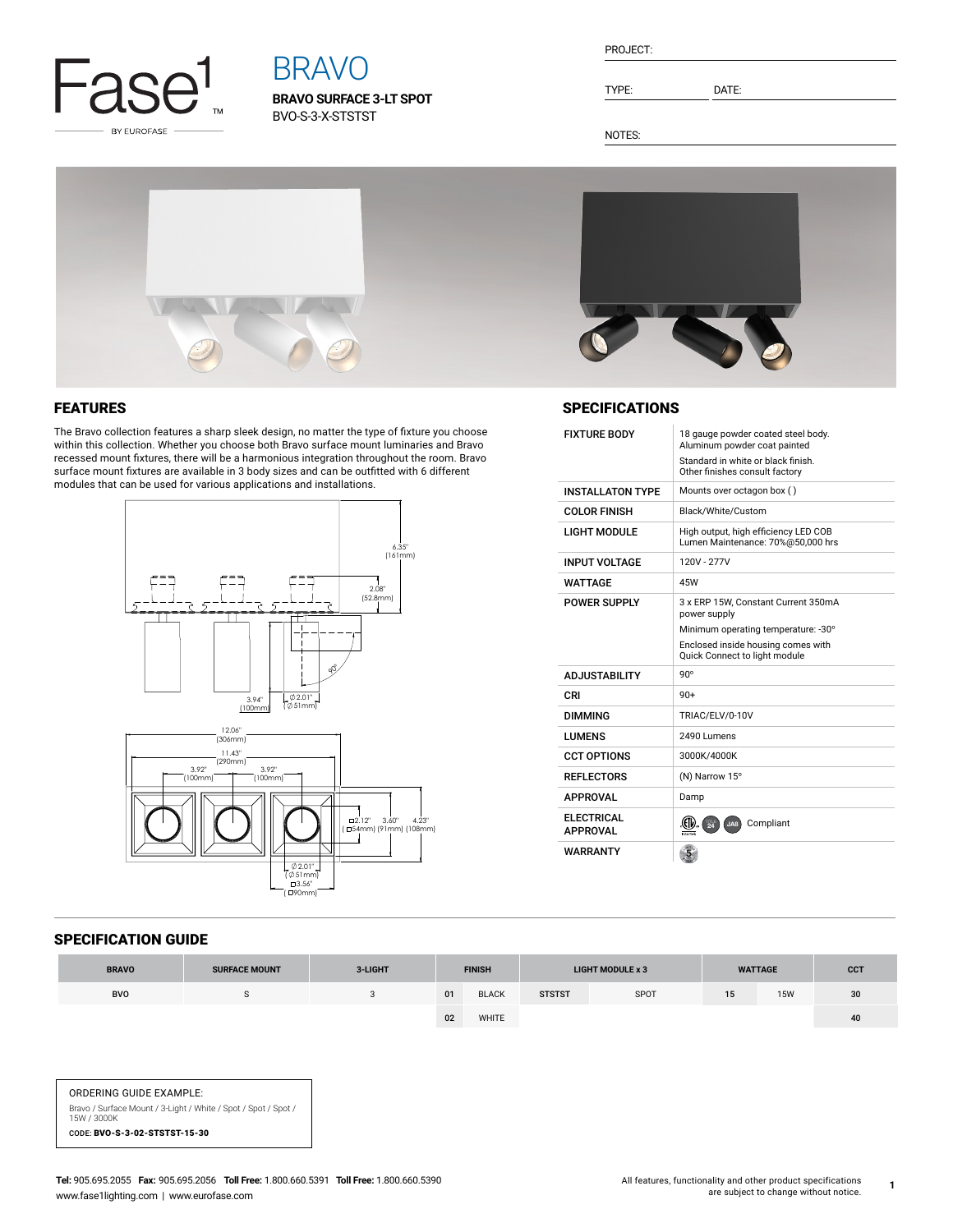Fase1 BY EUROFASE

# BRAVO

**BRAVO SURFACE 3-LT SPOT**
BVO-S-3-X-STSTST

PROJECT:

TYPE: DATE:

NOTES:

## FEATURES

The Bravo collection features a sharp sleek design, no matter the type of fixture you choose within this collection. Whether you choose both Bravo surface mount luminaries and Bravo recessed mount fixtures, there will be a harmonious integration throughout the room. Bravo surface mount fixtures are available in 3 body sizes and can be outfitted with 6 different modules that can be used for various applications and installations.

6.35" (161mm)
2.08" (52.8mm)
90°
3.94" (100mm)
Ø2.01" (Ø51mm)
12.06" (306mm)
11.43" (290mm)
3.92" (100mm)
3.92" (100mm)
□2.12" (□54mm)
3.60" (91mm)
4.23" (108mm)
Ø2.01" (Ø51mm)
□3.56" (□90mm)

## SPECIFICATIONS

| | |
|---|---|
| FIXTURE BODY | 18 gauge powder coated steel body. Aluminum powder coat painted<br>Standard in white or black finish. Other finishes consult factory |
| INSTALLATON TYPE | Mounts over octagon box ( ) |
| COLOR FINISH | Black/White/Custom |
| LIGHT MODULE | High output, high efficiency LED COB<br>Lumen Maintenance: 70%@50,000 hrs |
| INPUT VOLTAGE | 120V - 277V |
| WATTAGE | 45W |
| POWER SUPPLY | 3 x ERP 15W, Constant Current 350mA power supply<br>Minimum operating temperature: -30°<br>Enclosed inside housing comes with Quick Connect to light module |
| ADJUSTABILITY | 90° |
| CRI | 90+ |
| DIMMING | TRIAC/ELV/0-10V |
| LUMENS | 2490 Lumens |
| CCT OPTIONS | 3000K/4000K |
| REFLECTORS | (N) Narrow 15° |
| APPROVAL | Damp |
| ELECTRICAL APPROVAL | Compliant |
| WARRANTY | |

## SPECIFICATION GUIDE

| BRAVO | SURFACE MOUNT | 3-LIGHT | FINISH | | LIGHT MODULE x 3 | | WATTAGE | | CCT |
|---|---|---|---|---|---|---|---|---|---|
| BVO | S | 3 | 01 | BLACK | STSTST | SPOT | 15 | 15W | 30 |
| | | | 02 | WHITE | | | | | 40 |

ORDERING GUIDE EXAMPLE:
Bravo / Surface Mount / 3-Light / White / Spot / Spot / Spot / 15W / 3000K
CODE: **BVO-S-3-02-STSTST-15-30**

**Tel:** 905.695.2055 **Fax:** 905.695.2056 **Toll Free:** 1.800.660.5391 **Toll Free:** 1.800.660.5390
www.fase1lighting.com | www.eurofase.com

All features, functionality and other product specifications are subject to change without notice.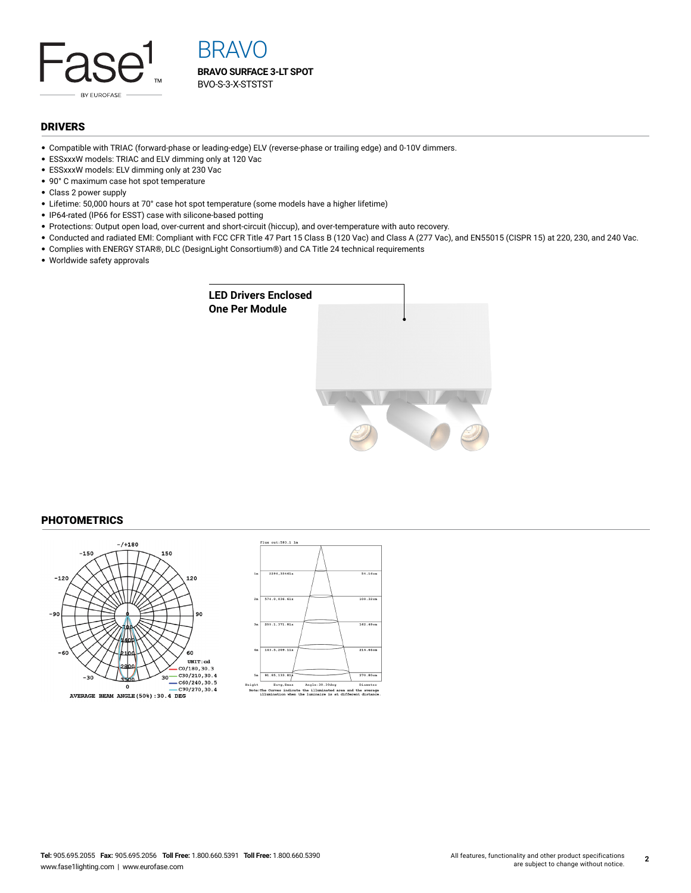# BRAVO

**BRAVO SURFACE 3-LT SPOT**

BVO-S-3-X-STSTST

## DRIVERS

- Compatible with TRIAC (forward-phase or leading-edge) ELV (reverse-phase or trailing edge) and 0-10V dimmers.
- ESSxxxW models: TRIAC and ELV dimming only at 120 Vac
- ESSxxxW models: ELV dimming only at 230 Vac
- 90° C maximum case hot spot temperature
- Class 2 power supply
- Lifetime: 50,000 hours at 70° case hot spot temperature (some models have a higher lifetime)
- IP64-rated (IP66 for ESST) case with silicone-based potting
- Protections: Output open load, over-current and short-circuit (hiccup), and over-temperature with auto recovery.
- Conducted and radiated EMI: Compliant with FCC CFR Title 47 Part 15 Class B (120 Vac) and Class A (277 Vac), and EN55015 (CISPR 15) at 220, 230, and 240 Vac.
- Complies with ENERGY STAR®, DLC (DesignLight Consortium®) and CA Title 24 technical requirements
- Worldwide safety approvals

**LED Drivers Enclosed**
**One Per Module**

## PHOTOMETRICS

-/+180
-150
150
-120
120
-90
90
-60
60
-30
30
0
700
1400
2100
2800
3500
UNIT:cd
C0/180,30.3
C30/210,30.4
C60/240,30.5
C90/270,30.4
AVERAGE BEAM ANGLE(50%):30.4 DEG

Flux out:593.1 lm
1m 2296,3346lx 54.16cm
2m 574.0,836.6lx 108.32cm
3m 255.1,371.8lx 162.48cm
4m 143.5,209.1lx 216.64cm
5m 91.85,133.8lx 270.80cm
Height Eavg,Emax Angle:30.30deg Diameter
Note:The Curves indicate the illuminated area and the average illumination when the luminaire is at different distance.

**Tel:** 905.695.2055 **Fax:** 905.695.2056 **Toll Free:** 1.800.660.5391 **Toll Free:** 1.800.660.5390
www.fase1lighting.com | www.eurofase.com

All features, functionality and other product specifications are subject to change without notice.